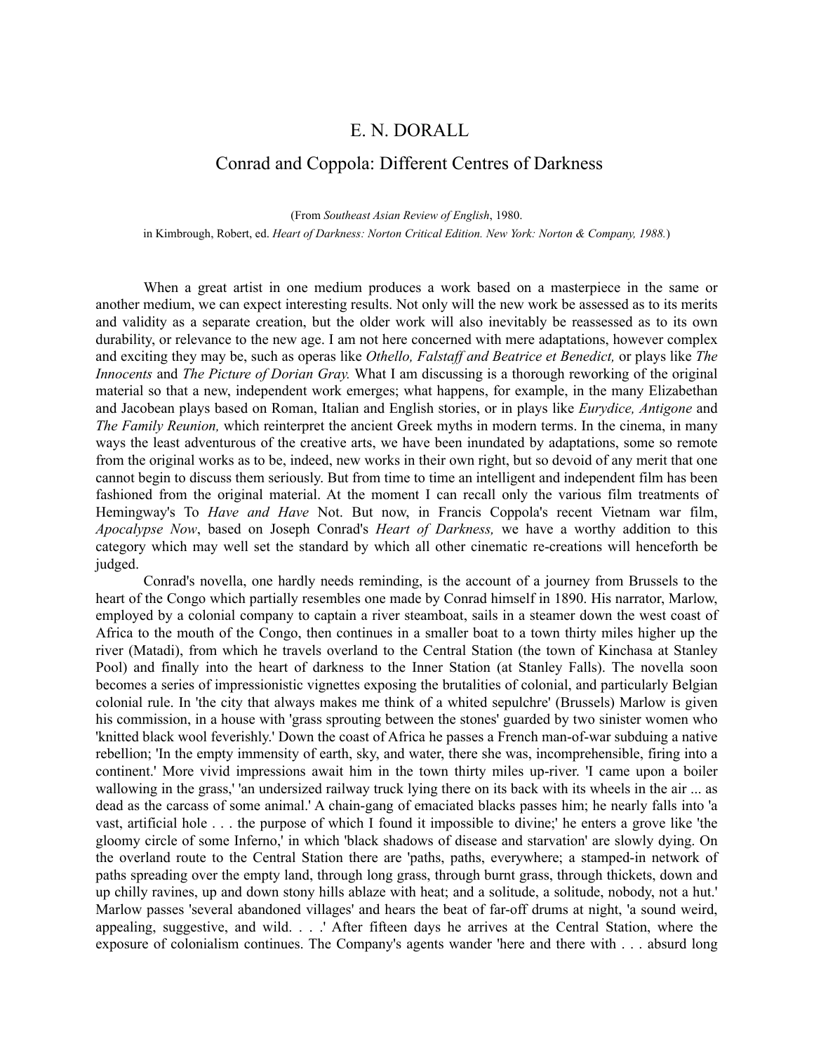# E. N. DORALL

## Conrad and Coppola: Different Centres of Darkness

(From *Southeast Asian Review of English*, 1980.
in Kimbrough, Robert, ed. *Heart of Darkness: Norton Critical Edition. New York: Norton & Company, 1988.*)

When a great artist in one medium produces a work based on a masterpiece in the same or another medium, we can expect interesting results. Not only will the new work be assessed as to its merits and validity as a separate creation, but the older work will also inevitably be reassessed as to its own durability, or relevance to the new age. I am not here concerned with mere adaptations, however complex and exciting they may be, such as operas like *Othello, Falstaff and Beatrice et Benedict,* or plays like *The Innocents* and *The Picture of Dorian Gray.* What I am discussing is a thorough reworking of the original material so that a new, independent work emerges; what happens, for example, in the many Elizabethan and Jacobean plays based on Roman, Italian and English stories, or in plays like *Eurydice, Antigone* and *The Family Reunion,* which reinterpret the ancient Greek myths in modern terms. In the cinema, in many ways the least adventurous of the creative arts, we have been inundated by adaptations, some so remote from the original works as to be, indeed, new works in their own right, but so devoid of any merit that one cannot begin to discuss them seriously. But from time to time an intelligent and independent film has been fashioned from the original material. At the moment I can recall only the various film treatments of Hemingway's To *Have and Have* Not. But now, in Francis Coppola's recent Vietnam war film, *Apocalypse Now*, based on Joseph Conrad's *Heart of Darkness,* we have a worthy addition to this category which may well set the standard by which all other cinematic re-creations will henceforth be judged.

Conrad's novella, one hardly needs reminding, is the account of a journey from Brussels to the heart of the Congo which partially resembles one made by Conrad himself in 1890. His narrator, Marlow, employed by a colonial company to captain a river steamboat, sails in a steamer down the west coast of Africa to the mouth of the Congo, then continues in a smaller boat to a town thirty miles higher up the river (Matadi), from which he travels overland to the Central Station (the town of Kinchasa at Stanley Pool) and finally into the heart of darkness to the Inner Station (at Stanley Falls). The novella soon becomes a series of impressionistic vignettes exposing the brutalities of colonial, and particularly Belgian colonial rule. In 'the city that always makes me think of a whited sepulchre' (Brussels) Marlow is given his commission, in a house with 'grass sprouting between the stones' guarded by two sinister women who 'knitted black wool feverishly.' Down the coast of Africa he passes a French man-of-war subduing a native rebellion; 'In the empty immensity of earth, sky, and water, there she was, incomprehensible, firing into a continent.' More vivid impressions await him in the town thirty miles up-river. 'I came upon a boiler wallowing in the grass,' 'an undersized railway truck lying there on its back with its wheels in the air ... as dead as the carcass of some animal.' A chain-gang of emaciated blacks passes him; he nearly falls into 'a vast, artificial hole . . . the purpose of which I found it impossible to divine;' he enters a grove like 'the gloomy circle of some Inferno,' in which 'black shadows of disease and starvation' are slowly dying. On the overland route to the Central Station there are 'paths, paths, everywhere; a stamped-in network of paths spreading over the empty land, through long grass, through burnt grass, through thickets, down and up chilly ravines, up and down stony hills ablaze with heat; and a solitude, a solitude, nobody, not a hut.' Marlow passes 'several abandoned villages' and hears the beat of far-off drums at night, 'a sound weird, appealing, suggestive, and wild. . . .' After fifteen days he arrives at the Central Station, where the exposure of colonialism continues. The Company's agents wander 'here and there with . . . absurd long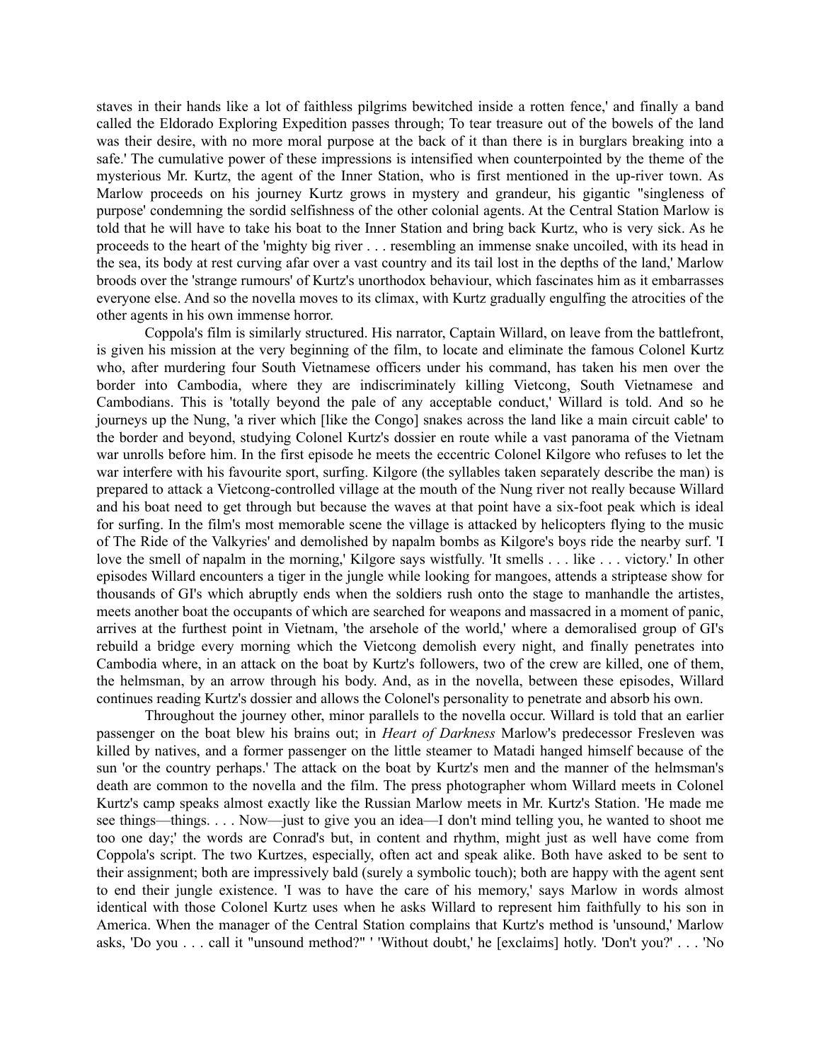staves in their hands like a lot of faithless pilgrims bewitched inside a rotten fence,' and finally a band called the Eldorado Exploring Expedition passes through; To tear treasure out of the bowels of the land was their desire, with no more moral purpose at the back of it than there is in burglars breaking into a safe.' The cumulative power of these impressions is intensified when counterpointed by the theme of the mysterious Mr. Kurtz, the agent of the Inner Station, who is first mentioned in the up-river town. As Marlow proceeds on his journey Kurtz grows in mystery and grandeur, his gigantic "singleness of purpose' condemning the sordid selfishness of the other colonial agents. At the Central Station Marlow is told that he will have to take his boat to the Inner Station and bring back Kurtz, who is very sick. As he proceeds to the heart of the 'mighty big river . . . resembling an immense snake uncoiled, with its head in the sea, its body at rest curving afar over a vast country and its tail lost in the depths of the land,' Marlow broods over the 'strange rumours' of Kurtz's unorthodox behaviour, which fascinates him as it embarrasses everyone else. And so the novella moves to its climax, with Kurtz gradually engulfing the atrocities of the other agents in his own immense horror.

Coppola's film is similarly structured. His narrator, Captain Willard, on leave from the battlefront, is given his mission at the very beginning of the film, to locate and eliminate the famous Colonel Kurtz who, after murdering four South Vietnamese officers under his command, has taken his men over the border into Cambodia, where they are indiscriminately killing Vietcong, South Vietnamese and Cambodians. This is 'totally beyond the pale of any acceptable conduct,' Willard is told. And so he journeys up the Nung, 'a river which [like the Congo] snakes across the land like a main circuit cable' to the border and beyond, studying Colonel Kurtz's dossier en route while a vast panorama of the Vietnam war unrolls before him. In the first episode he meets the eccentric Colonel Kilgore who refuses to let the war interfere with his favourite sport, surfing. Kilgore (the syllables taken separately describe the man) is prepared to attack a Vietcong-controlled village at the mouth of the Nung river not really because Willard and his boat need to get through but because the waves at that point have a six-foot peak which is ideal for surfing. In the film's most memorable scene the village is attacked by helicopters flying to the music of The Ride of the Valkyries' and demolished by napalm bombs as Kilgore's boys ride the nearby surf. 'I love the smell of napalm in the morning,' Kilgore says wistfully. 'It smells . . . like . . . victory.' In other episodes Willard encounters a tiger in the jungle while looking for mangoes, attends a striptease show for thousands of GI's which abruptly ends when the soldiers rush onto the stage to manhandle the artistes, meets another boat the occupants of which are searched for weapons and massacred in a moment of panic, arrives at the furthest point in Vietnam, 'the arsehole of the world,' where a demoralised group of GI's rebuild a bridge every morning which the Vietcong demolish every night, and finally penetrates into Cambodia where, in an attack on the boat by Kurtz's followers, two of the crew are killed, one of them, the helmsman, by an arrow through his body. And, as in the novella, between these episodes, Willard continues reading Kurtz's dossier and allows the Colonel's personality to penetrate and absorb his own.

Throughout the journey other, minor parallels to the novella occur. Willard is told that an earlier passenger on the boat blew his brains out; in *Heart of Darkness* Marlow's predecessor Fresleven was killed by natives, and a former passenger on the little steamer to Matadi hanged himself because of the sun 'or the country perhaps.' The attack on the boat by Kurtz's men and the manner of the helmsman's death are common to the novella and the film. The press photographer whom Willard meets in Colonel Kurtz's camp speaks almost exactly like the Russian Marlow meets in Mr. Kurtz's Station. 'He made me see things—things. . . . Now—just to give you an idea—I don't mind telling you, he wanted to shoot me too one day;' the words are Conrad's but, in content and rhythm, might just as well have come from Coppola's script. The two Kurtzes, especially, often act and speak alike. Both have asked to be sent to their assignment; both are impressively bald (surely a symbolic touch); both are happy with the agent sent to end their jungle existence. 'I was to have the care of his memory,' says Marlow in words almost identical with those Colonel Kurtz uses when he asks Willard to represent him faithfully to his son in America. When the manager of the Central Station complains that Kurtz's method is 'unsound,' Marlow asks, 'Do you . . . call it "unsound method?" ' 'Without doubt,' he [exclaims] hotly. 'Don't you?' . . . 'No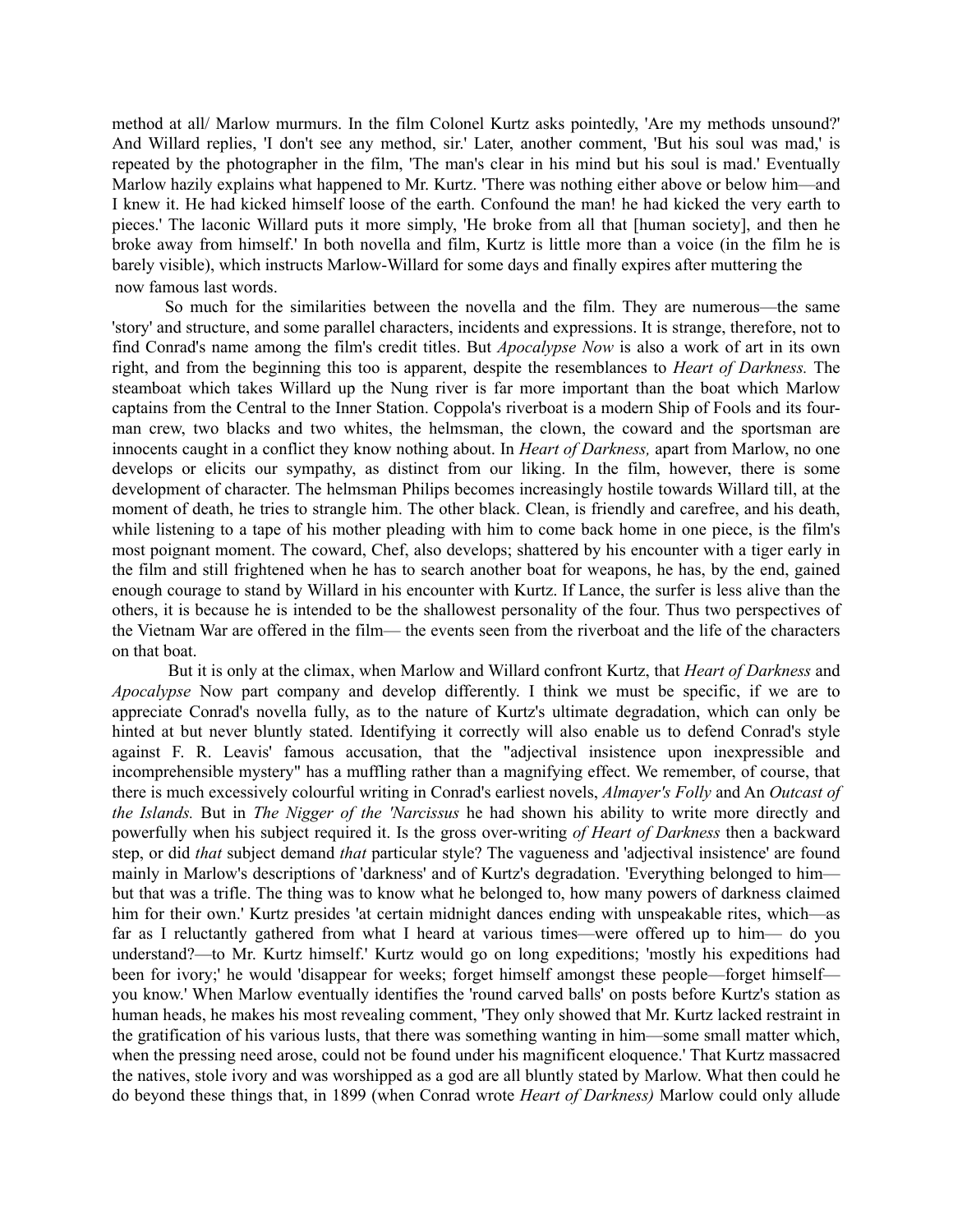method at all/ Marlow murmurs. In the film Colonel Kurtz asks pointedly, 'Are my methods unsound?' And Willard replies, 'I don't see any method, sir.' Later, another comment, 'But his soul was mad,' is repeated by the photographer in the film, 'The man's clear in his mind but his soul is mad.' Eventually Marlow hazily explains what happened to Mr. Kurtz. 'There was nothing either above or below him—and I knew it. He had kicked himself loose of the earth. Confound the man! he had kicked the very earth to pieces.' The laconic Willard puts it more simply, 'He broke from all that [human society], and then he broke away from himself.' In both novella and film, Kurtz is little more than a voice (in the film he is barely visible), which instructs Marlow-Willard for some days and finally expires after muttering the now famous last words.

So much for the similarities between the novella and the film. They are numerous—the same 'story' and structure, and some parallel characters, incidents and expressions. It is strange, therefore, not to find Conrad's name among the film's credit titles. But *Apocalypse Now* is also a work of art in its own right, and from the beginning this too is apparent, despite the resemblances to *Heart of Darkness.* The steamboat which takes Willard up the Nung river is far more important than the boat which Marlow captains from the Central to the Inner Station. Coppola's riverboat is a modern Ship of Fools and its four-man crew, two blacks and two whites, the helmsman, the clown, the coward and the sportsman are innocents caught in a conflict they know nothing about. In *Heart of Darkness,* apart from Marlow, no one develops or elicits our sympathy, as distinct from our liking. In the film, however, there is some development of character. The helmsman Philips becomes increasingly hostile towards Willard till, at the moment of death, he tries to strangle him. The other black. Clean, is friendly and carefree, and his death, while listening to a tape of his mother pleading with him to come back home in one piece, is the film's most poignant moment. The coward, Chef, also develops; shattered by his encounter with a tiger early in the film and still frightened when he has to search another boat for weapons, he has, by the end, gained enough courage to stand by Willard in his encounter with Kurtz. If Lance, the surfer is less alive than the others, it is because he is intended to be the shallowest personality of the four. Thus two perspectives of the Vietnam War are offered in the film— the events seen from the riverboat and the life of the characters on that boat.

But it is only at the climax, when Marlow and Willard confront Kurtz, that *Heart of Darkness* and *Apocalypse* Now part company and develop differently. I think we must be specific, if we are to appreciate Conrad's novella fully, as to the nature of Kurtz's ultimate degradation, which can only be hinted at but never bluntly stated. Identifying it correctly will also enable us to defend Conrad's style against F. R. Leavis' famous accusation, that the "adjectival insistence upon inexpressible and incomprehensible mystery" has a muffling rather than a magnifying effect. We remember, of course, that there is much excessively colourful writing in Conrad's earliest novels, *Almayer's Folly* and An *Outcast of the Islands.* But in *The Nigger of the 'Narcissus* he had shown his ability to write more directly and powerfully when his subject required it. Is the gross over-writing *of Heart of Darkness* then a backward step, or did *that* subject demand *that* particular style? The vagueness and 'adjectival insistence' are found mainly in Marlow's descriptions of 'darkness' and of Kurtz's degradation. 'Everything belonged to him—but that was a trifle. The thing was to know what he belonged to, how many powers of darkness claimed him for their own.' Kurtz presides 'at certain midnight dances ending with unspeakable rites, which—as far as I reluctantly gathered from what I heard at various times—were offered up to him— do you understand?—to Mr. Kurtz himself.' Kurtz would go on long expeditions; 'mostly his expeditions had been for ivory;' he would 'disappear for weeks; forget himself amongst these people—forget himself—you know.' When Marlow eventually identifies the 'round carved balls' on posts before Kurtz's station as human heads, he makes his most revealing comment, 'They only showed that Mr. Kurtz lacked restraint in the gratification of his various lusts, that there was something wanting in him—some small matter which, when the pressing need arose, could not be found under his magnificent eloquence.' That Kurtz massacred the natives, stole ivory and was worshipped as a god are all bluntly stated by Marlow. What then could he do beyond these things that, in 1899 (when Conrad wrote *Heart of Darkness)* Marlow could only allude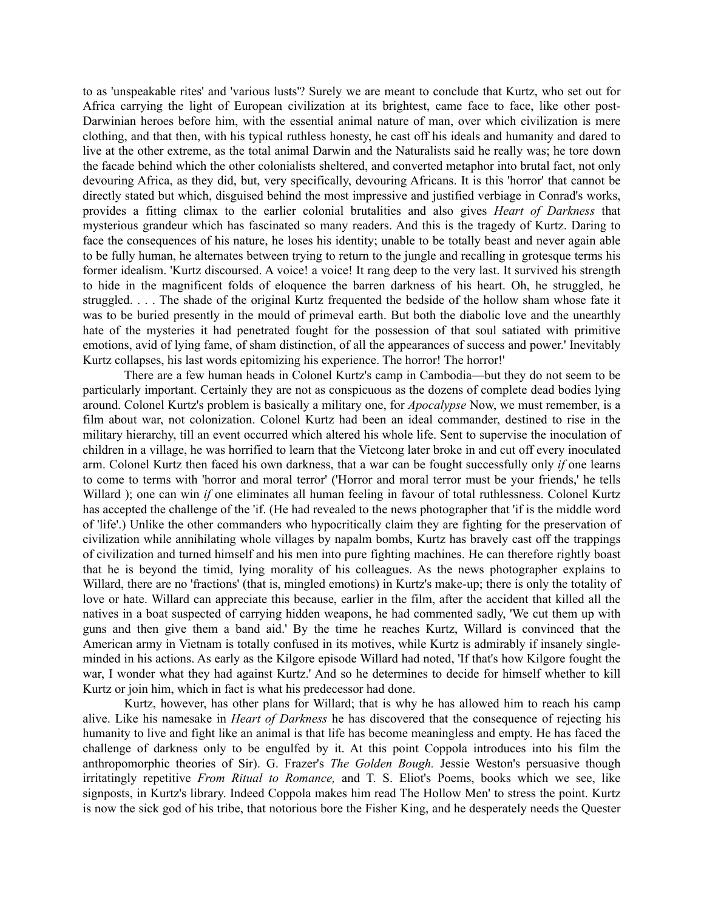to as 'unspeakable rites' and 'various lusts'? Surely we are meant to conclude that Kurtz, who set out for Africa carrying the light of European civilization at its brightest, came face to face, like other post-Darwinian heroes before him, with the essential animal nature of man, over which civilization is mere clothing, and that then, with his typical ruthless honesty, he cast off his ideals and humanity and dared to live at the other extreme, as the total animal Darwin and the Naturalists said he really was; he tore down the facade behind which the other colonialists sheltered, and converted metaphor into brutal fact, not only devouring Africa, as they did, but, very specifically, devouring Africans. It is this 'horror' that cannot be directly stated but which, disguised behind the most impressive and justified verbiage in Conrad's works, provides a fitting climax to the earlier colonial brutalities and also gives *Heart of Darkness* that mysterious grandeur which has fascinated so many readers. And this is the tragedy of Kurtz. Daring to face the consequences of his nature, he loses his identity; unable to be totally beast and never again able to be fully human, he alternates between trying to return to the jungle and recalling in grotesque terms his former idealism. 'Kurtz discoursed. A voice! a voice! It rang deep to the very last. It survived his strength to hide in the magnificent folds of eloquence the barren darkness of his heart. Oh, he struggled, he struggled. . . . The shade of the original Kurtz frequented the bedside of the hollow sham whose fate it was to be buried presently in the mould of primeval earth. But both the diabolic love and the unearthly hate of the mysteries it had penetrated fought for the possession of that soul satiated with primitive emotions, avid of lying fame, of sham distinction, of all the appearances of success and power.' Inevitably Kurtz collapses, his last words epitomizing his experience. The horror! The horror!'

There are a few human heads in Colonel Kurtz's camp in Cambodia—but they do not seem to be particularly important. Certainly they are not as conspicuous as the dozens of complete dead bodies lying around. Colonel Kurtz's problem is basically a military one, for *Apocalypse* Now, we must remember, is a film about war, not colonization. Colonel Kurtz had been an ideal commander, destined to rise in the military hierarchy, till an event occurred which altered his whole life. Sent to supervise the inoculation of children in a village, he was horrified to learn that the Vietcong later broke in and cut off every inoculated arm. Colonel Kurtz then faced his own darkness, that a war can be fought successfully only *if* one learns to come to terms with 'horror and moral terror' ('Horror and moral terror must be your friends,' he tells Willard ); one can win *if* one eliminates all human feeling in favour of total ruthlessness. Colonel Kurtz has accepted the challenge of the 'if. (He had revealed to the news photographer that 'if is the middle word of 'life'.) Unlike the other commanders who hypocritically claim they are fighting for the preservation of civilization while annihilating whole villages by napalm bombs, Kurtz has bravely cast off the trappings of civilization and turned himself and his men into pure fighting machines. He can therefore rightly boast that he is beyond the timid, lying morality of his colleagues. As the news photographer explains to Willard, there are no 'fractions' (that is, mingled emotions) in Kurtz's make-up; there is only the totality of love or hate. Willard can appreciate this because, earlier in the film, after the accident that killed all the natives in a boat suspected of carrying hidden weapons, he had commented sadly, 'We cut them up with guns and then give them a band aid.' By the time he reaches Kurtz, Willard is convinced that the American army in Vietnam is totally confused in its motives, while Kurtz is admirably if insanely single-minded in his actions. As early as the Kilgore episode Willard had noted, 'If that's how Kilgore fought the war, I wonder what they had against Kurtz.' And so he determines to decide for himself whether to kill Kurtz or join him, which in fact is what his predecessor had done.

Kurtz, however, has other plans for Willard; that is why he has allowed him to reach his camp alive. Like his namesake in *Heart of Darkness* he has discovered that the consequence of rejecting his humanity to live and fight like an animal is that life has become meaningless and empty. He has faced the challenge of darkness only to be engulfed by it. At this point Coppola introduces into his film the anthropomorphic theories of Sir). G. Frazer's *The Golden Bough.* Jessie Weston's persuasive though irritatingly repetitive *From Ritual to Romance,* and T. S. Eliot's Poems, books which we see, like signposts, in Kurtz's library. Indeed Coppola makes him read The Hollow Men' to stress the point. Kurtz is now the sick god of his tribe, that notorious bore the Fisher King, and he desperately needs the Quester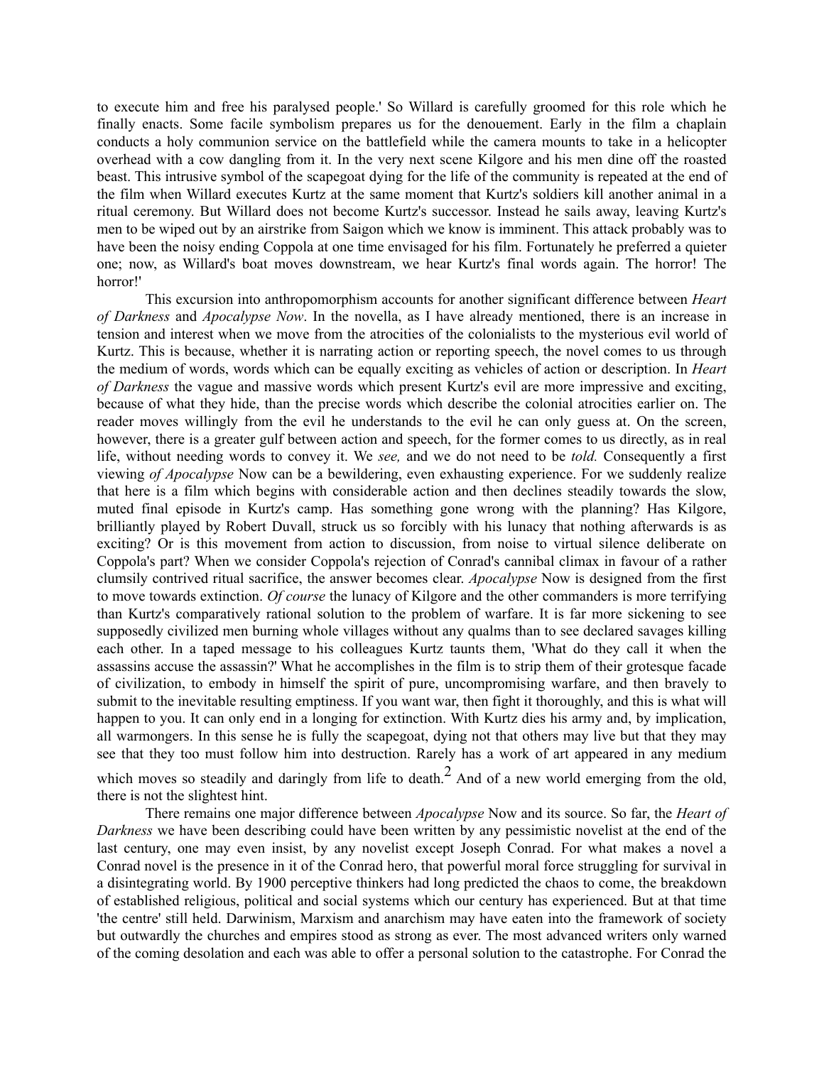to execute him and free his paralysed people.' So Willard is carefully groomed for this role which he finally enacts. Some facile symbolism prepares us for the denouement. Early in the film a chaplain conducts a holy communion service on the battlefield while the camera mounts to take in a helicopter overhead with a cow dangling from it. In the very next scene Kilgore and his men dine off the roasted beast. This intrusive symbol of the scapegoat dying for the life of the community is repeated at the end of the film when Willard executes Kurtz at the same moment that Kurtz's soldiers kill another animal in a ritual ceremony. But Willard does not become Kurtz's successor. Instead he sails away, leaving Kurtz's men to be wiped out by an airstrike from Saigon which we know is imminent. This attack probably was to have been the noisy ending Coppola at one time envisaged for his film. Fortunately he preferred a quieter one; now, as Willard's boat moves downstream, we hear Kurtz's final words again. The horror! The horror!'

This excursion into anthropomorphism accounts for another significant difference between *Heart of Darkness* and *Apocalypse Now*. In the novella, as I have already mentioned, there is an increase in tension and interest when we move from the atrocities of the colonialists to the mysterious evil world of Kurtz. This is because, whether it is narrating action or reporting speech, the novel comes to us through the medium of words, words which can be equally exciting as vehicles of action or description. In *Heart of Darkness* the vague and massive words which present Kurtz's evil are more impressive and exciting, because of what they hide, than the precise words which describe the colonial atrocities earlier on. The reader moves willingly from the evil he understands to the evil he can only guess at. On the screen, however, there is a greater gulf between action and speech, for the former comes to us directly, as in real life, without needing words to convey it. We *see,* and we do not need to be *told.* Consequently a first viewing *of Apocalypse* Now can be a bewildering, even exhausting experience. For we suddenly realize that here is a film which begins with considerable action and then declines steadily towards the slow, muted final episode in Kurtz's camp. Has something gone wrong with the planning? Has Kilgore, brilliantly played by Robert Duvall, struck us so forcibly with his lunacy that nothing afterwards is as exciting? Or is this movement from action to discussion, from noise to virtual silence deliberate on Coppola's part? When we consider Coppola's rejection of Conrad's cannibal climax in favour of a rather clumsily contrived ritual sacrifice, the answer becomes clear. *Apocalypse* Now is designed from the first to move towards extinction. *Of course* the lunacy of Kilgore and the other commanders is more terrifying than Kurtz's comparatively rational solution to the problem of warfare. It is far more sickening to see supposedly civilized men burning whole villages without any qualms than to see declared savages killing each other. In a taped message to his colleagues Kurtz taunts them, 'What do they call it when the assassins accuse the assassin?' What he accomplishes in the film is to strip them of their grotesque facade of civilization, to embody in himself the spirit of pure, uncompromising warfare, and then bravely to submit to the inevitable resulting emptiness. If you want war, then fight it thoroughly, and this is what will happen to you. It can only end in a longing for extinction. With Kurtz dies his army and, by implication, all warmongers. In this sense he is fully the scapegoat, dying not that others may live but that they may see that they too must follow him into destruction. Rarely has a work of art appeared in any medium which moves so steadily and daringly from life to death.[2] And of a new world emerging from the old, there is not the slightest hint.

There remains one major difference between *Apocalypse* Now and its source. So far, the *Heart of Darkness* we have been describing could have been written by any pessimistic novelist at the end of the last century, one may even insist, by any novelist except Joseph Conrad. For what makes a novel a Conrad novel is the presence in it of the Conrad hero, that powerful moral force struggling for survival in a disintegrating world. By 1900 perceptive thinkers had long predicted the chaos to come, the breakdown of established religious, political and social systems which our century has experienced. But at that time 'the centre' still held. Darwinism, Marxism and anarchism may have eaten into the framework of society but outwardly the churches and empires stood as strong as ever. The most advanced writers only warned of the coming desolation and each was able to offer a personal solution to the catastrophe. For Conrad the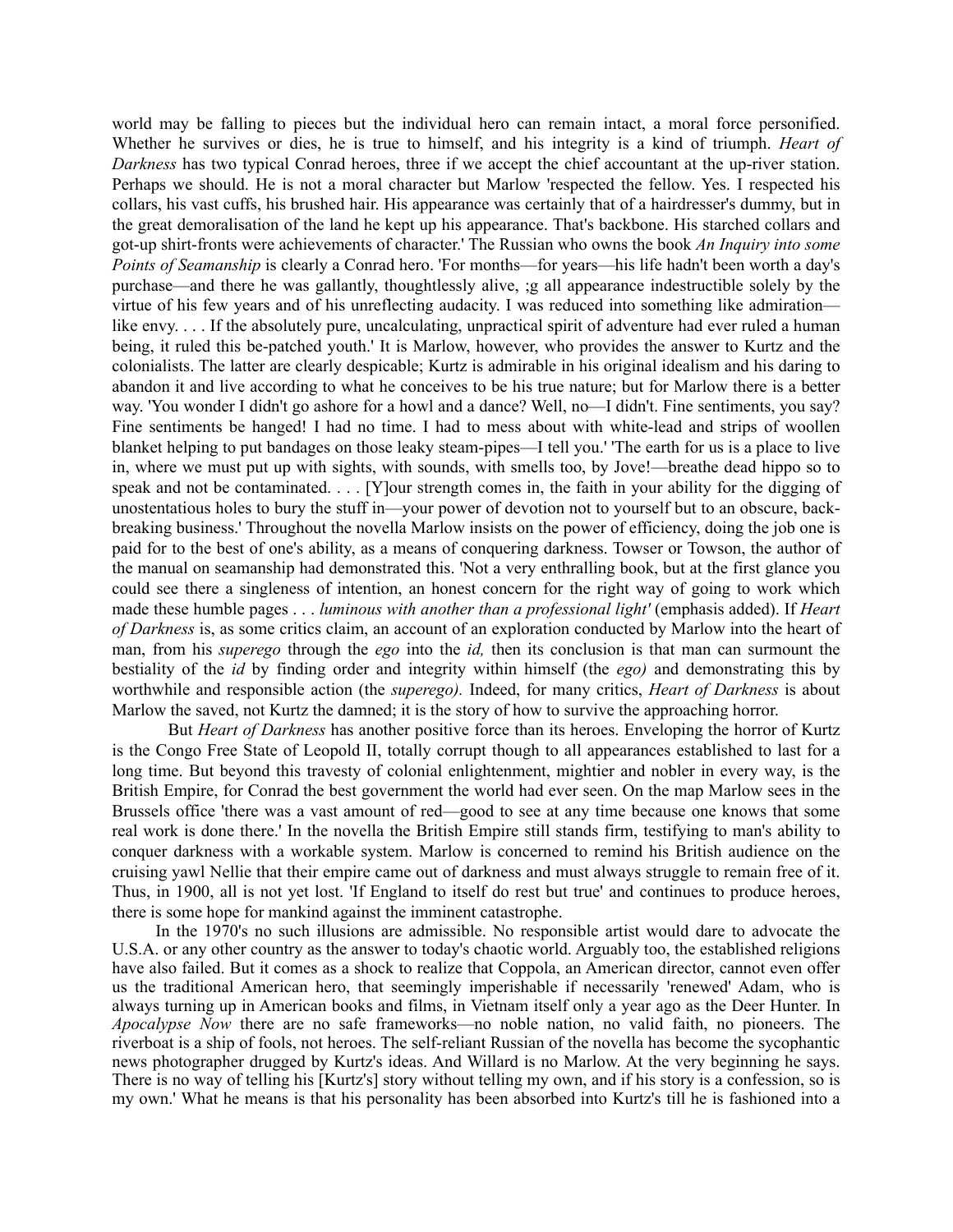world may be falling to pieces but the individual hero can remain intact, a moral force personified. Whether he survives or dies, he is true to himself, and his integrity is a kind of triumph. *Heart of Darkness* has two typical Conrad heroes, three if we accept the chief accountant at the up-river station. Perhaps we should. He is not a moral character but Marlow 'respected the fellow. Yes. I respected his collars, his vast cuffs, his brushed hair. His appearance was certainly that of a hairdresser's dummy, but in the great demoralisation of the land he kept up his appearance. That's backbone. His starched collars and got-up shirt-fronts were achievements of character.' The Russian who owns the book *An Inquiry into some Points of Seamanship* is clearly a Conrad hero. 'For months—for years—his life hadn't been worth a day's purchase—and there he was gallantly, thoughtlessly alive, ;g all appearance indestructible solely by the virtue of his few years and of his unreflecting audacity. I was reduced into something like admiration—like envy. . . . If the absolutely pure, uncalculating, unpractical spirit of adventure had ever ruled a human being, it ruled this be-patched youth.' It is Marlow, however, who provides the answer to Kurtz and the colonialists. The latter are clearly despicable; Kurtz is admirable in his original idealism and his daring to abandon it and live according to what he conceives to be his true nature; but for Marlow there is a better way. 'You wonder I didn't go ashore for a howl and a dance? Well, no—I didn't. Fine sentiments, you say? Fine sentiments be hanged! I had no time. I had to mess about with white-lead and strips of woollen blanket helping to put bandages on those leaky steam-pipes—I tell you.' 'The earth for us is a place to live in, where we must put up with sights, with sounds, with smells too, by Jove!—breathe dead hippo so to speak and not be contaminated. . . . [Y]our strength comes in, the faith in your ability for the digging of unostentatious holes to bury the stuff in—your power of devotion not to yourself but to an obscure, back-breaking business.' Throughout the novella Marlow insists on the power of efficiency, doing the job one is paid for to the best of one's ability, as a means of conquering darkness. Towser or Towson, the author of the manual on seamanship had demonstrated this. 'Not a very enthralling book, but at the first glance you could see there a singleness of intention, an honest concern for the right way of going to work which made these humble pages . . . *luminous with another than a professional light'* (emphasis added). If *Heart of Darkness* is, as some critics claim, an account of an exploration conducted by Marlow into the heart of man, from his *superego* through the *ego* into the *id,* then its conclusion is that man can surmount the bestiality of the *id* by finding order and integrity within himself (the *ego)* and demonstrating this by worthwhile and responsible action (the *superego).* Indeed, for many critics, *Heart of Darkness* is about Marlow the saved, not Kurtz the damned; it is the story of how to survive the approaching horror.

But *Heart of Darkness* has another positive force than its heroes. Enveloping the horror of Kurtz is the Congo Free State of Leopold II, totally corrupt though to all appearances established to last for a long time. But beyond this travesty of colonial enlightenment, mightier and nobler in every way, is the British Empire, for Conrad the best government the world had ever seen. On the map Marlow sees in the Brussels office 'there was a vast amount of red—good to see at any time because one knows that some real work is done there.' In the novella the British Empire still stands firm, testifying to man's ability to conquer darkness with a workable system. Marlow is concerned to remind his British audience on the cruising yawl Nellie that their empire came out of darkness and must always struggle to remain free of it. Thus, in 1900, all is not yet lost. 'If England to itself do rest but true' and continues to produce heroes, there is some hope for mankind against the imminent catastrophe.

In the 1970's no such illusions are admissible. No responsible artist would dare to advocate the U.S.A. or any other country as the answer to today's chaotic world. Arguably too, the established religions have also failed. But it comes as a shock to realize that Coppola, an American director, cannot even offer us the traditional American hero, that seemingly imperishable if necessarily 'renewed' Adam, who is always turning up in American books and films, in Vietnam itself only a year ago as the Deer Hunter. In *Apocalypse Now* there are no safe frameworks—no noble nation, no valid faith, no pioneers. The riverboat is a ship of fools, not heroes. The self-reliant Russian of the novella has become the sycophantic news photographer drugged by Kurtz's ideas. And Willard is no Marlow. At the very beginning he says. There is no way of telling his [Kurtz's] story without telling my own, and if his story is a confession, so is my own.' What he means is that his personality has been absorbed into Kurtz's till he is fashioned into a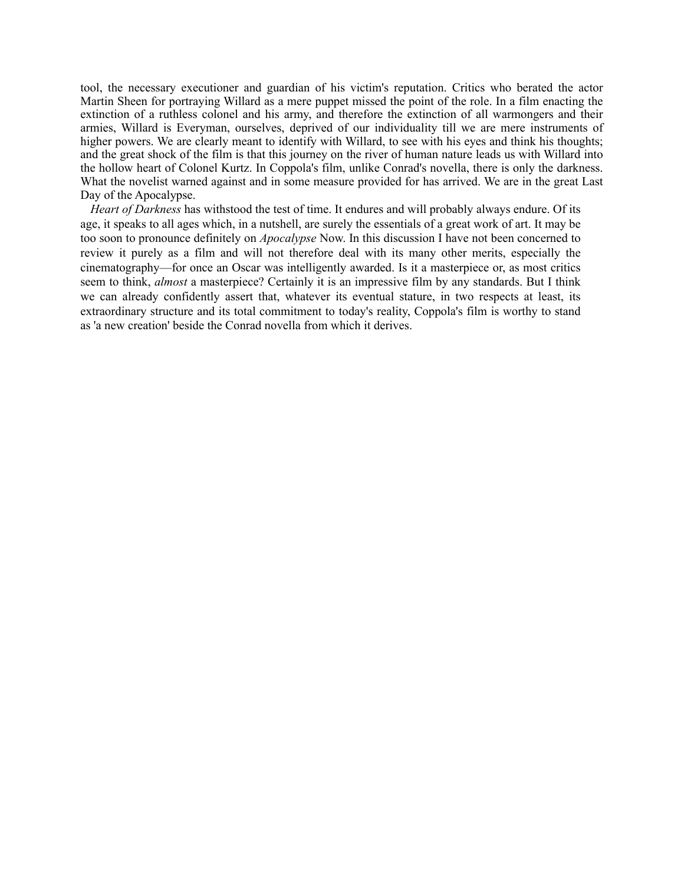tool, the necessary executioner and guardian of his victim's reputation. Critics who berated the actor Martin Sheen for portraying Willard as a mere puppet missed the point of the role. In a film enacting the extinction of a ruthless colonel and his army, and therefore the extinction of all warmongers and their armies, Willard is Everyman, ourselves, deprived of our individuality till we are mere instruments of higher powers. We are clearly meant to identify with Willard, to see with his eyes and think his thoughts; and the great shock of the film is that this journey on the river of human nature leads us with Willard into the hollow heart of Colonel Kurtz. In Coppola's film, unlike Conrad's novella, there is only the darkness. What the novelist warned against and in some measure provided for has arrived. We are in the great Last Day of the Apocalypse.

*Heart of Darkness* has withstood the test of time. It endures and will probably always endure. Of its age, it speaks to all ages which, in a nutshell, are surely the essentials of a great work of art. It may be too soon to pronounce definitely on *Apocalypse* Now. In this discussion I have not been concerned to review it purely as a film and will not therefore deal with its many other merits, especially the cinematography—for once an Oscar was intelligently awarded. Is it a masterpiece or, as most critics seem to think, *almost* a masterpiece? Certainly it is an impressive film by any standards. But I think we can already confidently assert that, whatever its eventual stature, in two respects at least, its extraordinary structure and its total commitment to today's reality, Coppola's film is worthy to stand as 'a new creation' beside the Conrad novella from which it derives.